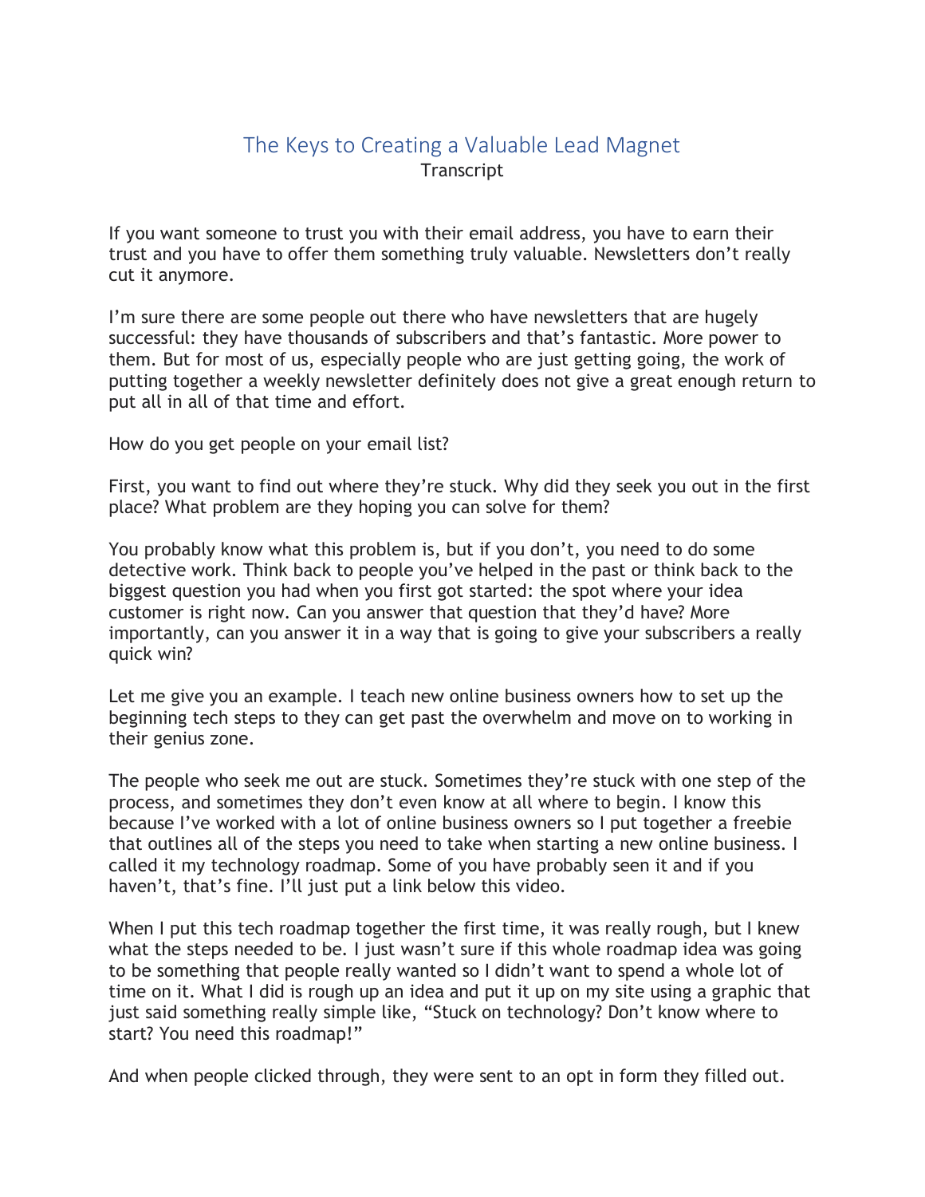# The Keys to Creating a Valuable Lead Magnet

Transcript

If you want someone to trust you with their email address, you have to earn their trust and you have to offer them something truly valuable. Newsletters don't really cut it anymore.

I'm sure there are some people out there who have newsletters that are hugely successful: they have thousands of subscribers and that's fantastic. More power to them. But for most of us, especially people who are just getting going, the work of putting together a weekly newsletter definitely does not give a great enough return to put all in all of that time and effort.

How do you get people on your email list?

First, you want to find out where they're stuck. Why did they seek you out in the first place? What problem are they hoping you can solve for them?

You probably know what this problem is, but if you don't, you need to do some detective work. Think back to people you've helped in the past or think back to the biggest question you had when you first got started: the spot where your idea customer is right now. Can you answer that question that they'd have? More importantly, can you answer it in a way that is going to give your subscribers a really quick win?

Let me give you an example. I teach new online business owners how to set up the beginning tech steps to they can get past the overwhelm and move on to working in their genius zone.

The people who seek me out are stuck. Sometimes they're stuck with one step of the process, and sometimes they don't even know at all where to begin. I know this because I've worked with a lot of online business owners so I put together a freebie that outlines all of the steps you need to take when starting a new online business. I called it my technology roadmap. Some of you have probably seen it and if you haven't, that's fine. I'll just put a link below this video.

When I put this tech roadmap together the first time, it was really rough, but I knew what the steps needed to be. I just wasn't sure if this whole roadmap idea was going to be something that people really wanted so I didn't want to spend a whole lot of time on it. What I did is rough up an idea and put it up on my site using a graphic that just said something really simple like, "Stuck on technology? Don't know where to start? You need this roadmap!"

And when people clicked through, they were sent to an opt in form they filled out.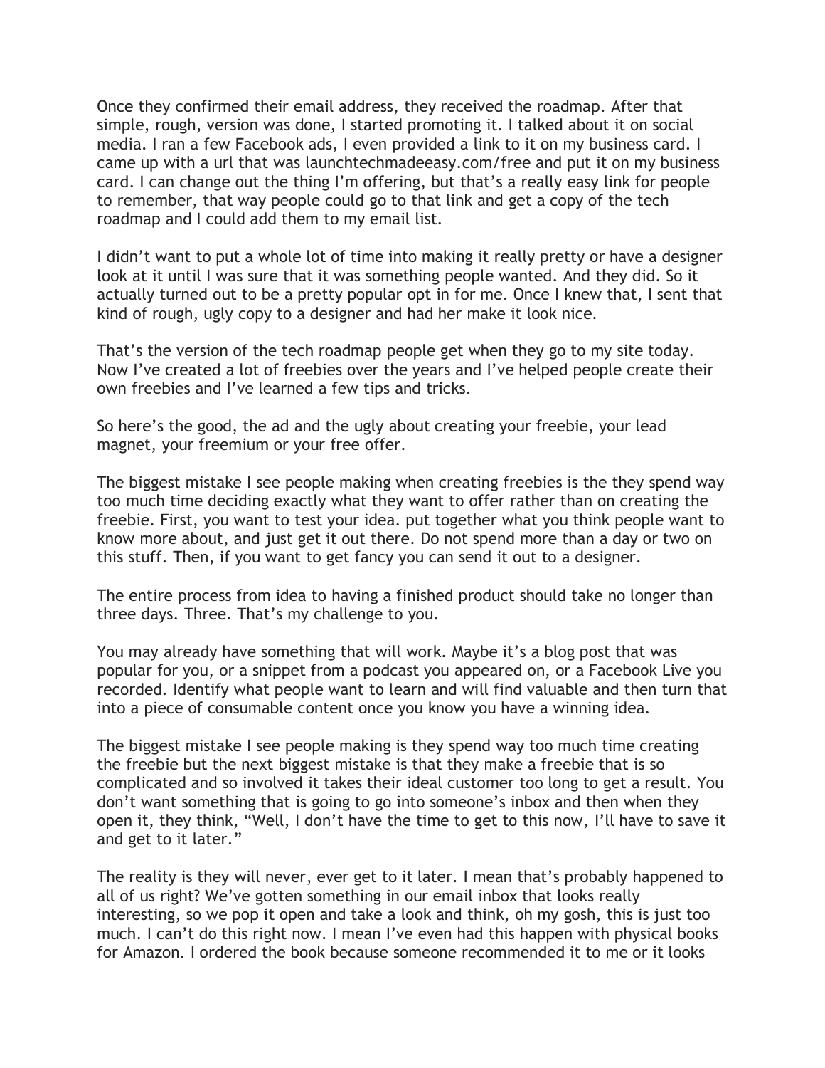Once they confirmed their email address, they received the roadmap. After that simple, rough, version was done, I started promoting it. I talked about it on social media. I ran a few Facebook ads, I even provided a link to it on my business card. I came up with a url that was launchtechmadeeasy.com/free and put it on my business card. I can change out the thing I'm offering, but that's a really easy link for people to remember, that way people could go to that link and get a copy of the tech roadmap and I could add them to my email list.

I didn't want to put a whole lot of time into making it really pretty or have a designer look at it until I was sure that it was something people wanted. And they did. So it actually turned out to be a pretty popular opt in for me. Once I knew that, I sent that kind of rough, ugly copy to a designer and had her make it look nice.

That's the version of the tech roadmap people get when they go to my site today. Now I've created a lot of freebies over the years and I've helped people create their own freebies and I've learned a few tips and tricks.

So here's the good, the ad and the ugly about creating your freebie, your lead magnet, your freemium or your free offer.

The biggest mistake I see people making when creating freebies is the they spend way too much time deciding exactly what they want to offer rather than on creating the freebie. First, you want to test your idea. put together what you think people want to know more about, and just get it out there. Do not spend more than a day or two on this stuff. Then, if you want to get fancy you can send it out to a designer.

The entire process from idea to having a finished product should take no longer than three days. Three. That's my challenge to you.

You may already have something that will work. Maybe it's a blog post that was popular for you, or a snippet from a podcast you appeared on, or a Facebook Live you recorded. Identify what people want to learn and will find valuable and then turn that into a piece of consumable content once you know you have a winning idea.

The biggest mistake I see people making is they spend way too much time creating the freebie but the next biggest mistake is that they make a freebie that is so complicated and so involved it takes their ideal customer too long to get a result. You don't want something that is going to go into someone's inbox and then when they open it, they think, "Well, I don't have the time to get to this now, I'll have to save it and get to it later."

The reality is they will never, ever get to it later. I mean that's probably happened to all of us right? We've gotten something in our email inbox that looks really interesting, so we pop it open and take a look and think, oh my gosh, this is just too much. I can't do this right now. I mean I've even had this happen with physical books for Amazon. I ordered the book because someone recommended it to me or it looks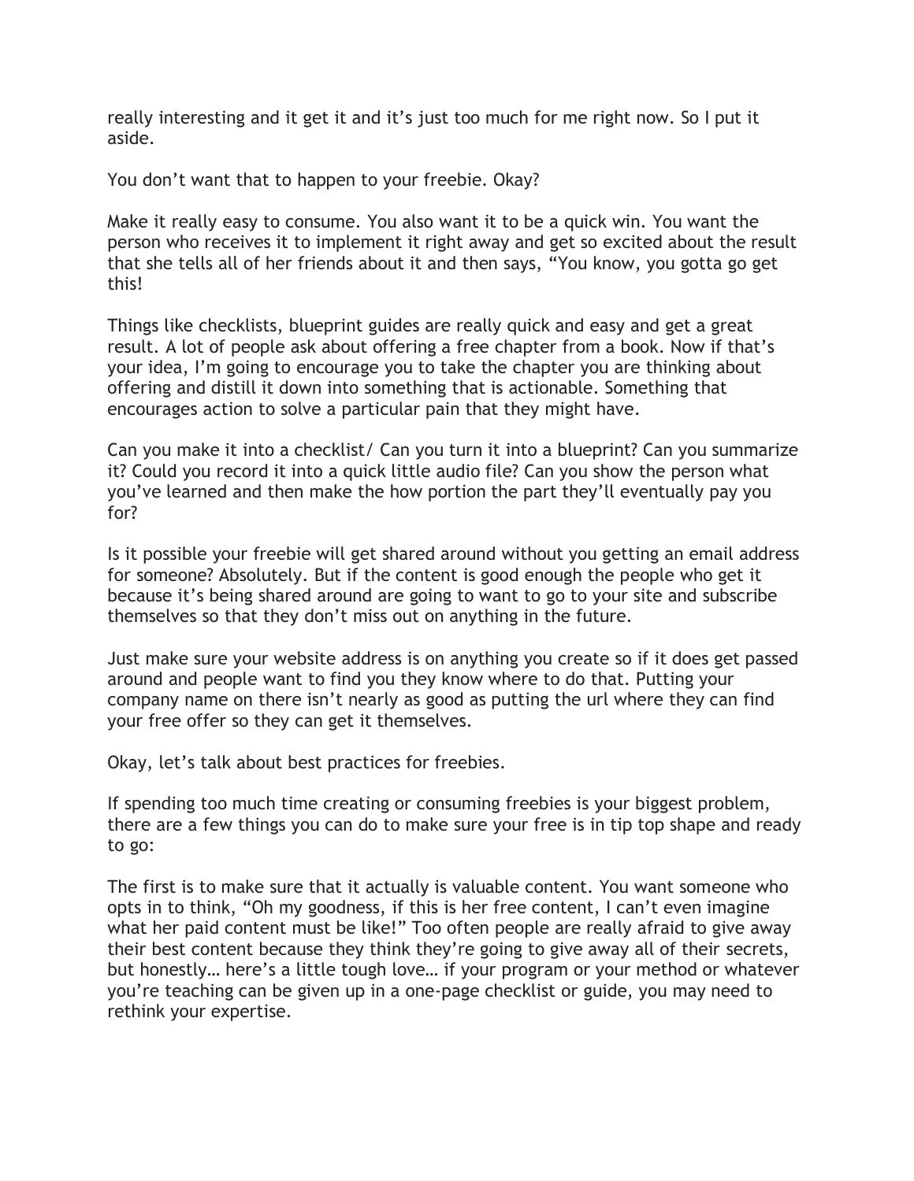really interesting and it get it and it's just too much for me right now. So I put it aside.

You don't want that to happen to your freebie. Okay?

Make it really easy to consume. You also want it to be a quick win. You want the person who receives it to implement it right away and get so excited about the result that she tells all of her friends about it and then says, "You know, you gotta go get this!

Things like checklists, blueprint guides are really quick and easy and get a great result. A lot of people ask about offering a free chapter from a book. Now if that's your idea, I'm going to encourage you to take the chapter you are thinking about offering and distill it down into something that is actionable. Something that encourages action to solve a particular pain that they might have.

Can you make it into a checklist/ Can you turn it into a blueprint? Can you summarize it? Could you record it into a quick little audio file? Can you show the person what you've learned and then make the how portion the part they'll eventually pay you for?

Is it possible your freebie will get shared around without you getting an email address for someone? Absolutely. But if the content is good enough the people who get it because it's being shared around are going to want to go to your site and subscribe themselves so that they don't miss out on anything in the future.

Just make sure your website address is on anything you create so if it does get passed around and people want to find you they know where to do that. Putting your company name on there isn't nearly as good as putting the url where they can find your free offer so they can get it themselves.

Okay, let's talk about best practices for freebies.

If spending too much time creating or consuming freebies is your biggest problem, there are a few things you can do to make sure your free is in tip top shape and ready to go:

The first is to make sure that it actually is valuable content. You want someone who opts in to think, "Oh my goodness, if this is her free content, I can't even imagine what her paid content must be like!" Too often people are really afraid to give away their best content because they think they're going to give away all of their secrets, but honestly… here's a little tough love… if your program or your method or whatever you're teaching can be given up in a one-page checklist or guide, you may need to rethink your expertise.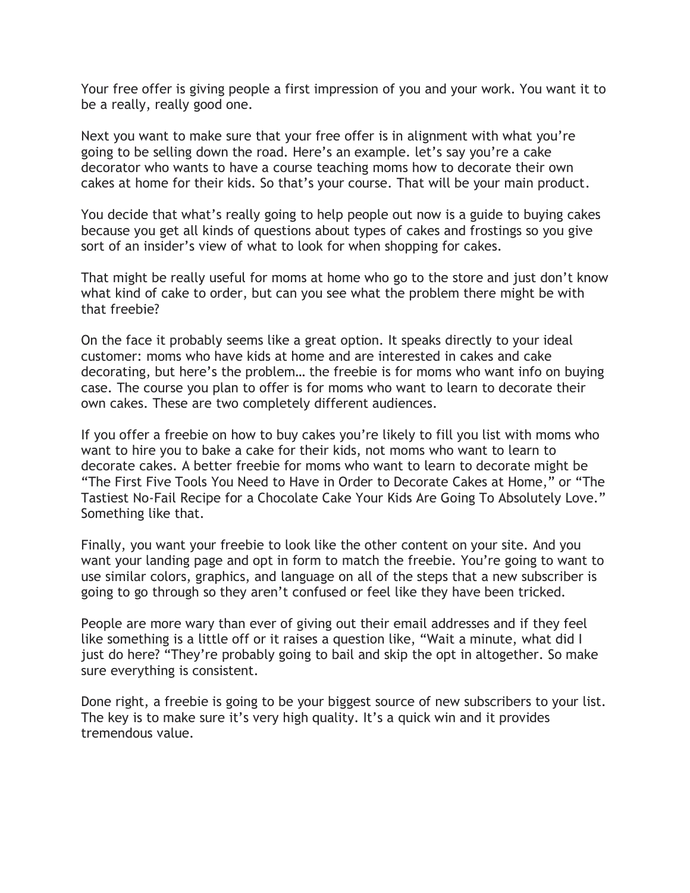Your free offer is giving people a first impression of you and your work. You want it to be a really, really good one.

Next you want to make sure that your free offer is in alignment with what you're going to be selling down the road. Here's an example. let's say you're a cake decorator who wants to have a course teaching moms how to decorate their own cakes at home for their kids. So that's your course. That will be your main product.

You decide that what's really going to help people out now is a guide to buying cakes because you get all kinds of questions about types of cakes and frostings so you give sort of an insider's view of what to look for when shopping for cakes.

That might be really useful for moms at home who go to the store and just don't know what kind of cake to order, but can you see what the problem there might be with that freebie?

On the face it probably seems like a great option. It speaks directly to your ideal customer: moms who have kids at home and are interested in cakes and cake decorating, but here's the problem… the freebie is for moms who want info on buying case. The course you plan to offer is for moms who want to learn to decorate their own cakes. These are two completely different audiences.

If you offer a freebie on how to buy cakes you're likely to fill you list with moms who want to hire you to bake a cake for their kids, not moms who want to learn to decorate cakes. A better freebie for moms who want to learn to decorate might be "The First Five Tools You Need to Have in Order to Decorate Cakes at Home," or "The Tastiest No-Fail Recipe for a Chocolate Cake Your Kids Are Going To Absolutely Love." Something like that.

Finally, you want your freebie to look like the other content on your site. And you want your landing page and opt in form to match the freebie. You're going to want to use similar colors, graphics, and language on all of the steps that a new subscriber is going to go through so they aren't confused or feel like they have been tricked.

People are more wary than ever of giving out their email addresses and if they feel like something is a little off or it raises a question like, "Wait a minute, what did I just do here? "They're probably going to bail and skip the opt in altogether. So make sure everything is consistent.

Done right, a freebie is going to be your biggest source of new subscribers to your list. The key is to make sure it's very high quality. It's a quick win and it provides tremendous value.